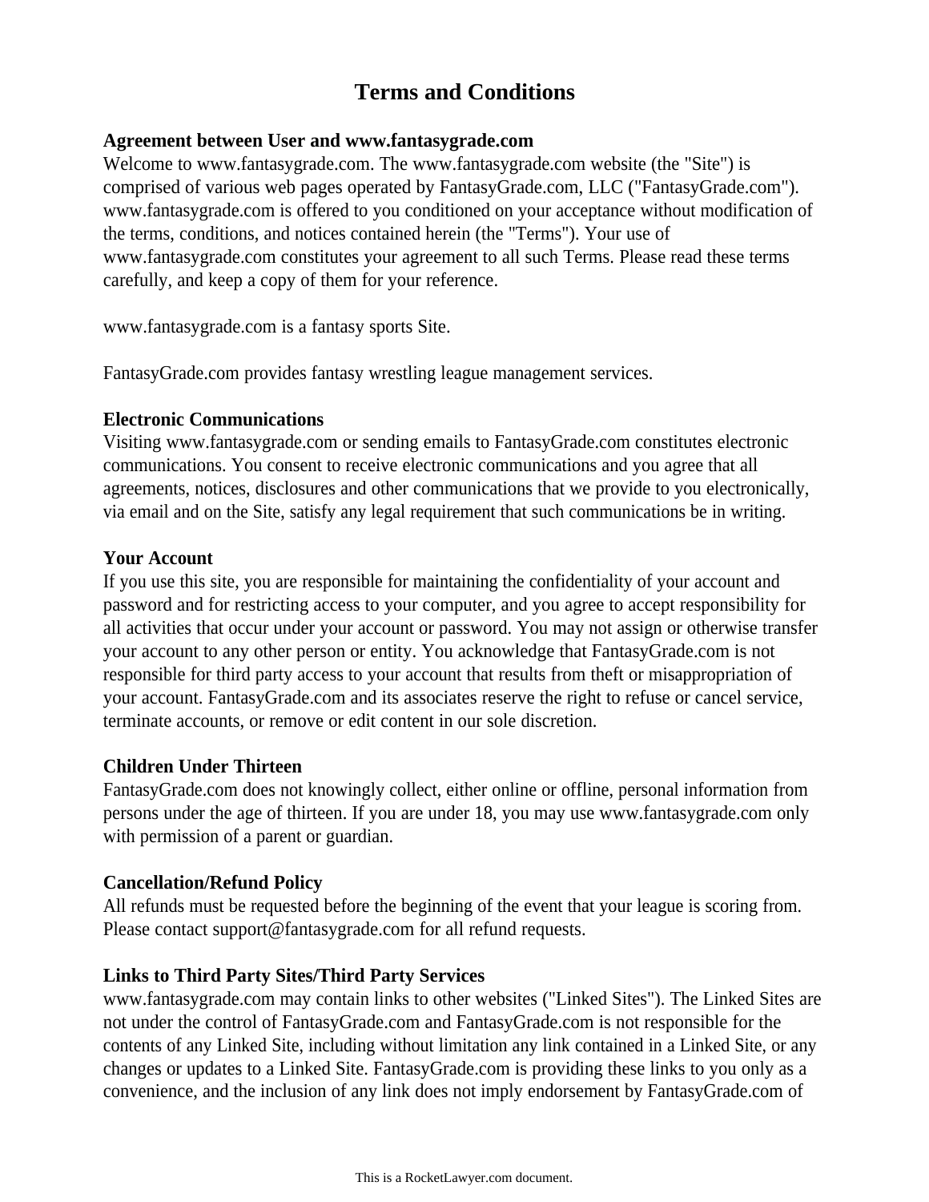# Terms and Conditions

**Agreement between User and www.fantasygrade.com**

Welcome to www.fantasygrade.com. The www.fantasygrade.com website (the "Site") is comprised of various web pages operated by FantasyGrade.com, LLC ("FantasyGrade.com"). www.fantasygrade.com is offered to you conditioned on your acceptance without modification of the terms, conditions, and notices contained herein (the "Terms"). Your use of www.fantasygrade.com constitutes your agreement to all such Terms. Please read these terms carefully, and keep a copy of them for your reference.

www.fantasygrade.com is a fantasy sports Site.

FantasyGrade.com provides fantasy wrestling league management services.

**Electronic Communications**

Visiting www.fantasygrade.com or sending emails to FantasyGrade.com constitutes electronic communications. You consent to receive electronic communications and you agree that all agreements, notices, disclosures and other communications that we provide to you electronically, via email and on the Site, satisfy any legal requirement that such communications be in writing.

**Your Account**

If you use this site, you are responsible for maintaining the confidentiality of your account and password and for restricting access to your computer, and you agree to accept responsibility for all activities that occur under your account or password. You may not assign or otherwise transfer your account to any other person or entity. You acknowledge that FantasyGrade.com is not responsible for third party access to your account that results from theft or misappropriation of your account. FantasyGrade.com and its associates reserve the right to refuse or cancel service, terminate accounts, or remove or edit content in our sole discretion.

**Children Under Thirteen**

FantasyGrade.com does not knowingly collect, either online or offline, personal information from persons under the age of thirteen. If you are under 18, you may use www.fantasygrade.com only with permission of a parent or guardian.

**Cancellation/Refund Policy**

All refunds must be requested before the beginning of the event that your league is scoring from. Please contact support@fantasygrade.com for all refund requests.

**Links to Third Party Sites/Third Party Services**

www.fantasygrade.com may contain links to other websites ("Linked Sites"). The Linked Sites are not under the control of FantasyGrade.com and FantasyGrade.com is not responsible for the contents of any Linked Site, including without limitation any link contained in a Linked Site, or any changes or updates to a Linked Site. FantasyGrade.com is providing these links to you only as a convenience, and the inclusion of any link does not imply endorsement by FantasyGrade.com of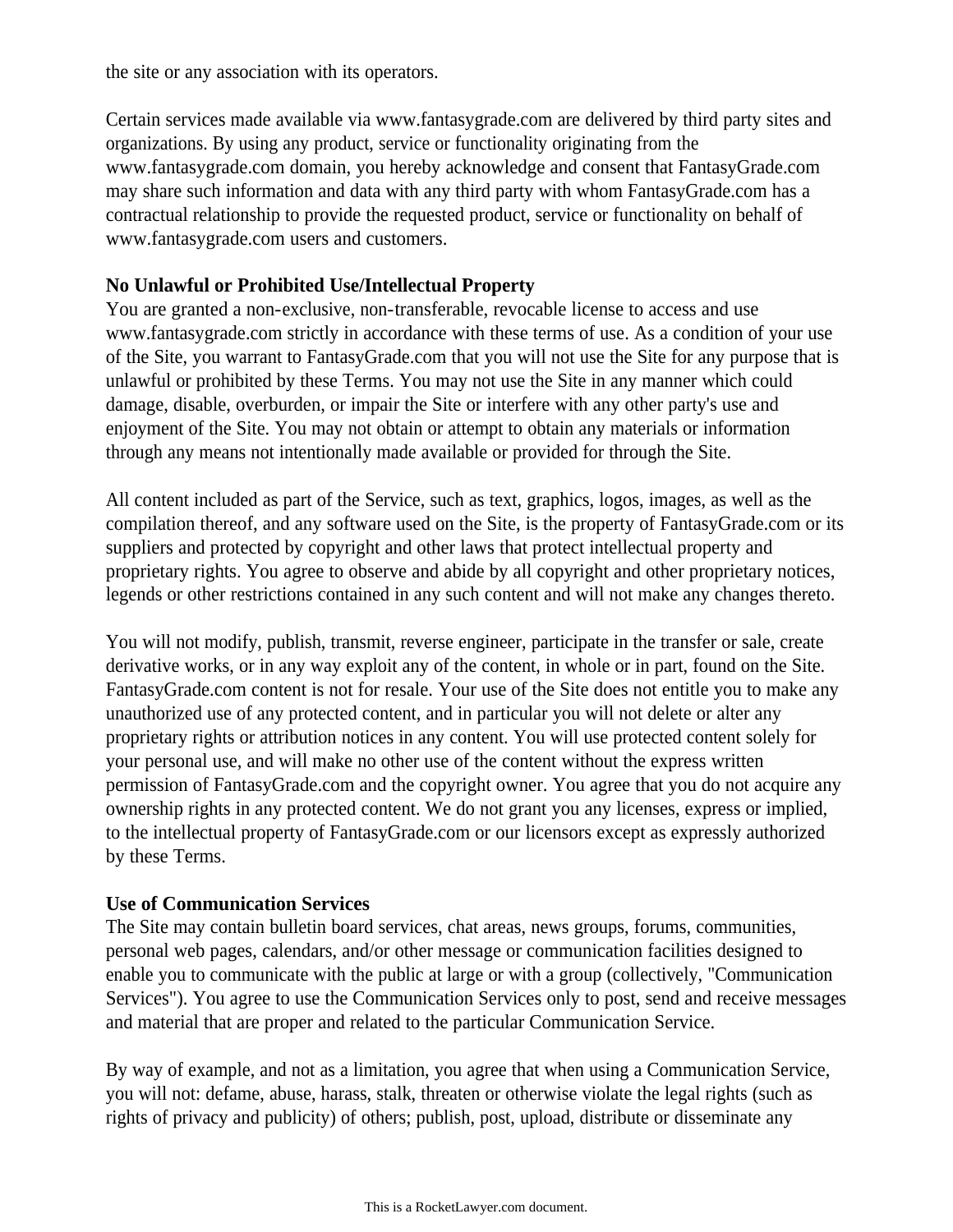the site or any association with its operators.

Certain services made available via www.fantasygrade.com are delivered by third party sites and organizations. By using any product, service or functionality originating from the www.fantasygrade.com domain, you hereby acknowledge and consent that FantasyGrade.com may share such information and data with any third party with whom FantasyGrade.com has a contractual relationship to provide the requested product, service or functionality on behalf of www.fantasygrade.com users and customers.

**No Unlawful or Prohibited Use/Intellectual Property**

You are granted a non-exclusive, non-transferable, revocable license to access and use www.fantasygrade.com strictly in accordance with these terms of use. As a condition of your use of the Site, you warrant to FantasyGrade.com that you will not use the Site for any purpose that is unlawful or prohibited by these Terms. You may not use the Site in any manner which could damage, disable, overburden, or impair the Site or interfere with any other party's use and enjoyment of the Site. You may not obtain or attempt to obtain any materials or information through any means not intentionally made available or provided for through the Site.

All content included as part of the Service, such as text, graphics, logos, images, as well as the compilation thereof, and any software used on the Site, is the property of FantasyGrade.com or its suppliers and protected by copyright and other laws that protect intellectual property and proprietary rights. You agree to observe and abide by all copyright and other proprietary notices, legends or other restrictions contained in any such content and will not make any changes thereto.

You will not modify, publish, transmit, reverse engineer, participate in the transfer or sale, create derivative works, or in any way exploit any of the content, in whole or in part, found on the Site. FantasyGrade.com content is not for resale. Your use of the Site does not entitle you to make any unauthorized use of any protected content, and in particular you will not delete or alter any proprietary rights or attribution notices in any content. You will use protected content solely for your personal use, and will make no other use of the content without the express written permission of FantasyGrade.com and the copyright owner. You agree that you do not acquire any ownership rights in any protected content. We do not grant you any licenses, express or implied, to the intellectual property of FantasyGrade.com or our licensors except as expressly authorized by these Terms.

**Use of Communication Services**

The Site may contain bulletin board services, chat areas, news groups, forums, communities, personal web pages, calendars, and/or other message or communication facilities designed to enable you to communicate with the public at large or with a group (collectively, "Communication Services"). You agree to use the Communication Services only to post, send and receive messages and material that are proper and related to the particular Communication Service.

By way of example, and not as a limitation, you agree that when using a Communication Service, you will not: defame, abuse, harass, stalk, threaten or otherwise violate the legal rights (such as rights of privacy and publicity) of others; publish, post, upload, distribute or disseminate any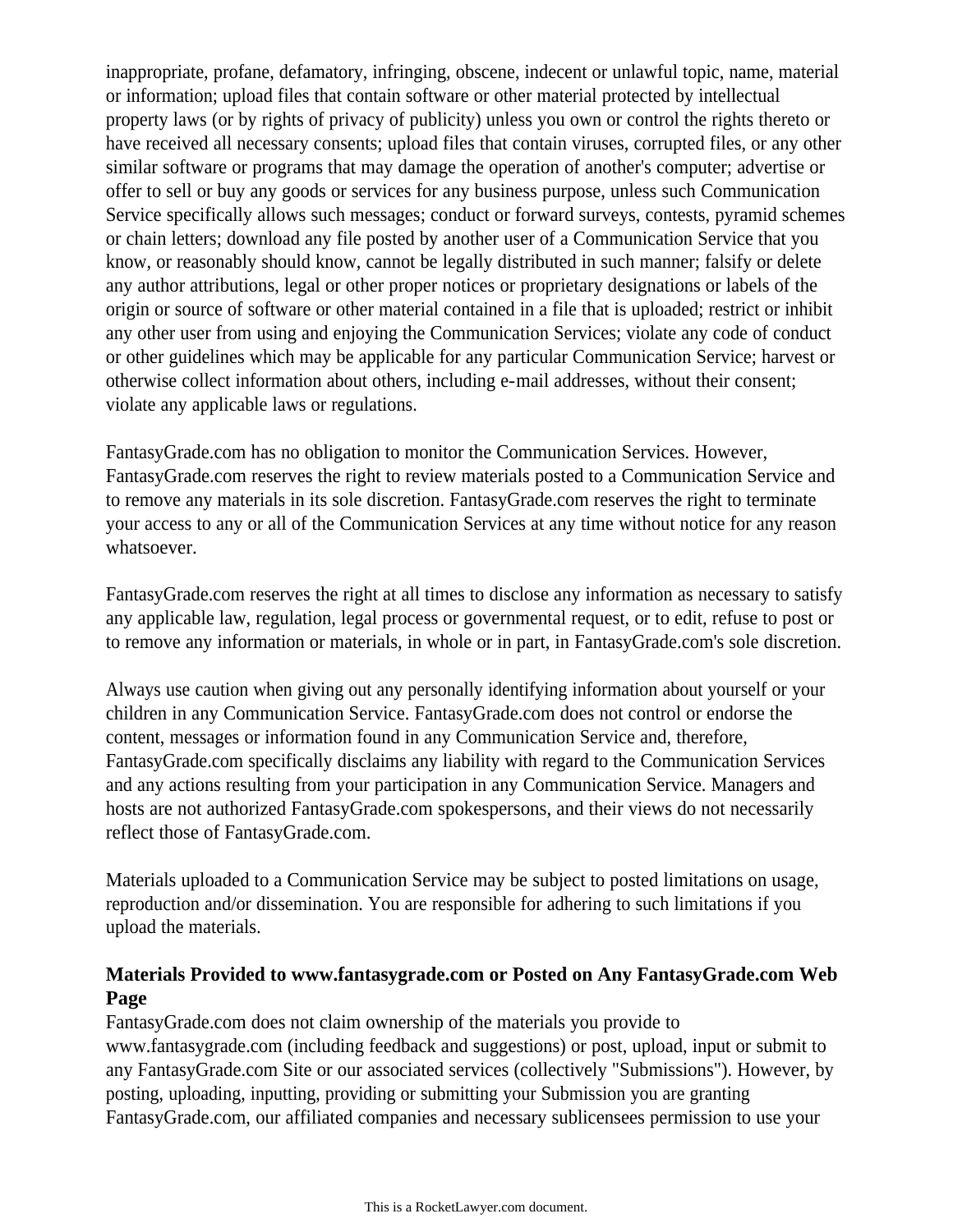inappropriate, profane, defamatory, infringing, obscene, indecent or unlawful topic, name, material or information; upload files that contain software or other material protected by intellectual property laws (or by rights of privacy of publicity) unless you own or control the rights thereto or have received all necessary consents; upload files that contain viruses, corrupted files, or any other similar software or programs that may damage the operation of another's computer; advertise or offer to sell or buy any goods or services for any business purpose, unless such Communication Service specifically allows such messages; conduct or forward surveys, contests, pyramid schemes or chain letters; download any file posted by another user of a Communication Service that you know, or reasonably should know, cannot be legally distributed in such manner; falsify or delete any author attributions, legal or other proper notices or proprietary designations or labels of the origin or source of software or other material contained in a file that is uploaded; restrict or inhibit any other user from using and enjoying the Communication Services; violate any code of conduct or other guidelines which may be applicable for any particular Communication Service; harvest or otherwise collect information about others, including e-mail addresses, without their consent; violate any applicable laws or regulations.

FantasyGrade.com has no obligation to monitor the Communication Services. However, FantasyGrade.com reserves the right to review materials posted to a Communication Service and to remove any materials in its sole discretion. FantasyGrade.com reserves the right to terminate your access to any or all of the Communication Services at any time without notice for any reason whatsoever.

FantasyGrade.com reserves the right at all times to disclose any information as necessary to satisfy any applicable law, regulation, legal process or governmental request, or to edit, refuse to post or to remove any information or materials, in whole or in part, in FantasyGrade.com's sole discretion.

Always use caution when giving out any personally identifying information about yourself or your children in any Communication Service. FantasyGrade.com does not control or endorse the content, messages or information found in any Communication Service and, therefore, FantasyGrade.com specifically disclaims any liability with regard to the Communication Services and any actions resulting from your participation in any Communication Service. Managers and hosts are not authorized FantasyGrade.com spokespersons, and their views do not necessarily reflect those of FantasyGrade.com.

Materials uploaded to a Communication Service may be subject to posted limitations on usage, reproduction and/or dissemination. You are responsible for adhering to such limitations if you upload the materials.

**Materials Provided to www.fantasygrade.com or Posted on Any FantasyGrade.com Web Page**

FantasyGrade.com does not claim ownership of the materials you provide to www.fantasygrade.com (including feedback and suggestions) or post, upload, input or submit to any FantasyGrade.com Site or our associated services (collectively "Submissions"). However, by posting, uploading, inputting, providing or submitting your Submission you are granting FantasyGrade.com, our affiliated companies and necessary sublicensees permission to use your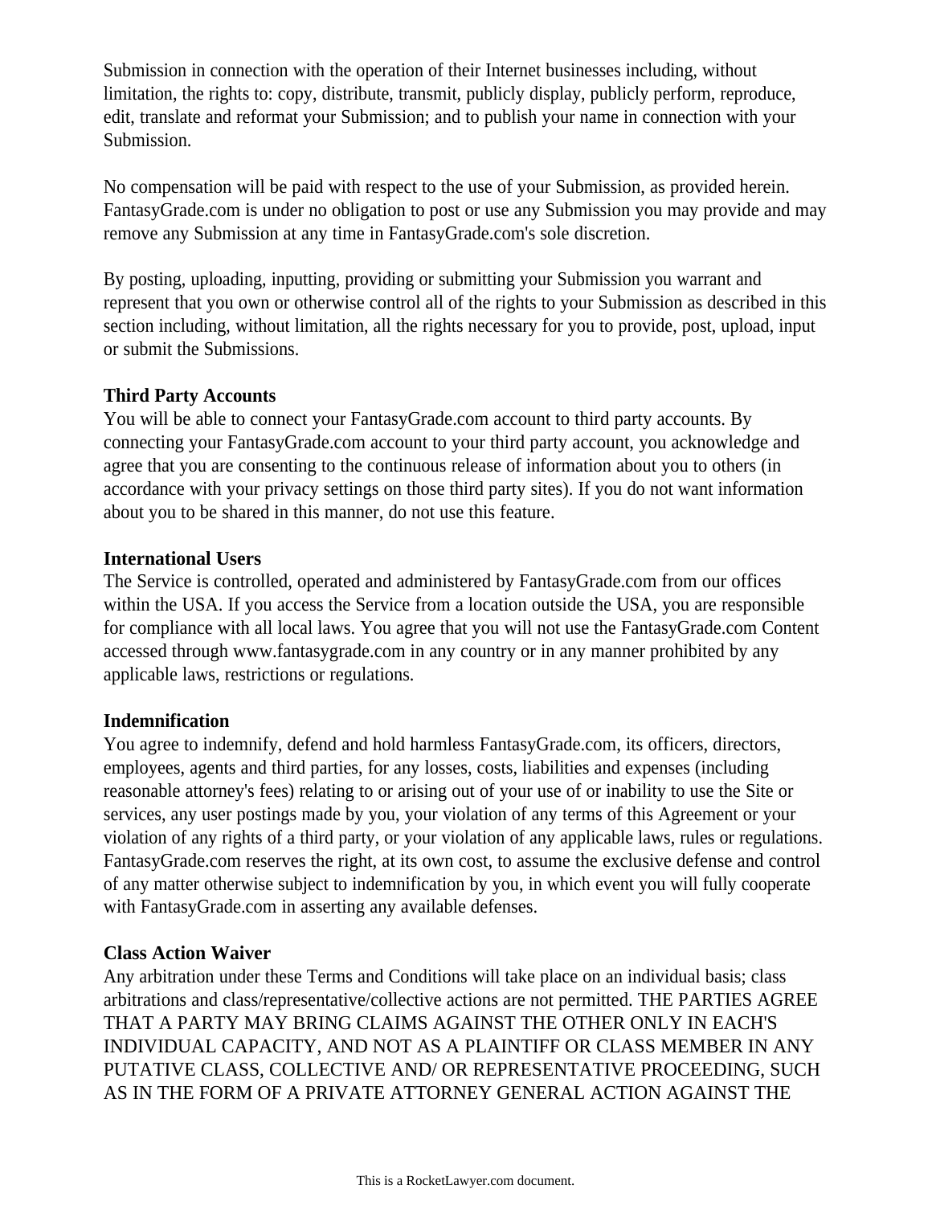Submission in connection with the operation of their Internet businesses including, without limitation, the rights to: copy, distribute, transmit, publicly display, publicly perform, reproduce, edit, translate and reformat your Submission; and to publish your name in connection with your Submission.

No compensation will be paid with respect to the use of your Submission, as provided herein. FantasyGrade.com is under no obligation to post or use any Submission you may provide and may remove any Submission at any time in FantasyGrade.com's sole discretion.

By posting, uploading, inputting, providing or submitting your Submission you warrant and represent that you own or otherwise control all of the rights to your Submission as described in this section including, without limitation, all the rights necessary for you to provide, post, upload, input or submit the Submissions.

**Third Party Accounts**
You will be able to connect your FantasyGrade.com account to third party accounts. By connecting your FantasyGrade.com account to your third party account, you acknowledge and agree that you are consenting to the continuous release of information about you to others (in accordance with your privacy settings on those third party sites). If you do not want information about you to be shared in this manner, do not use this feature.

**International Users**
The Service is controlled, operated and administered by FantasyGrade.com from our offices within the USA. If you access the Service from a location outside the USA, you are responsible for compliance with all local laws. You agree that you will not use the FantasyGrade.com Content accessed through www.fantasygrade.com in any country or in any manner prohibited by any applicable laws, restrictions or regulations.

**Indemnification**
You agree to indemnify, defend and hold harmless FantasyGrade.com, its officers, directors, employees, agents and third parties, for any losses, costs, liabilities and expenses (including reasonable attorney's fees) relating to or arising out of your use of or inability to use the Site or services, any user postings made by you, your violation of any terms of this Agreement or your violation of any rights of a third party, or your violation of any applicable laws, rules or regulations. FantasyGrade.com reserves the right, at its own cost, to assume the exclusive defense and control of any matter otherwise subject to indemnification by you, in which event you will fully cooperate with FantasyGrade.com in asserting any available defenses.

**Class Action Waiver**
Any arbitration under these Terms and Conditions will take place on an individual basis; class arbitrations and class/representative/collective actions are not permitted. THE PARTIES AGREE THAT A PARTY MAY BRING CLAIMS AGAINST THE OTHER ONLY IN EACH'S INDIVIDUAL CAPACITY, AND NOT AS A PLAINTIFF OR CLASS MEMBER IN ANY PUTATIVE CLASS, COLLECTIVE AND/ OR REPRESENTATIVE PROCEEDING, SUCH AS IN THE FORM OF A PRIVATE ATTORNEY GENERAL ACTION AGAINST THE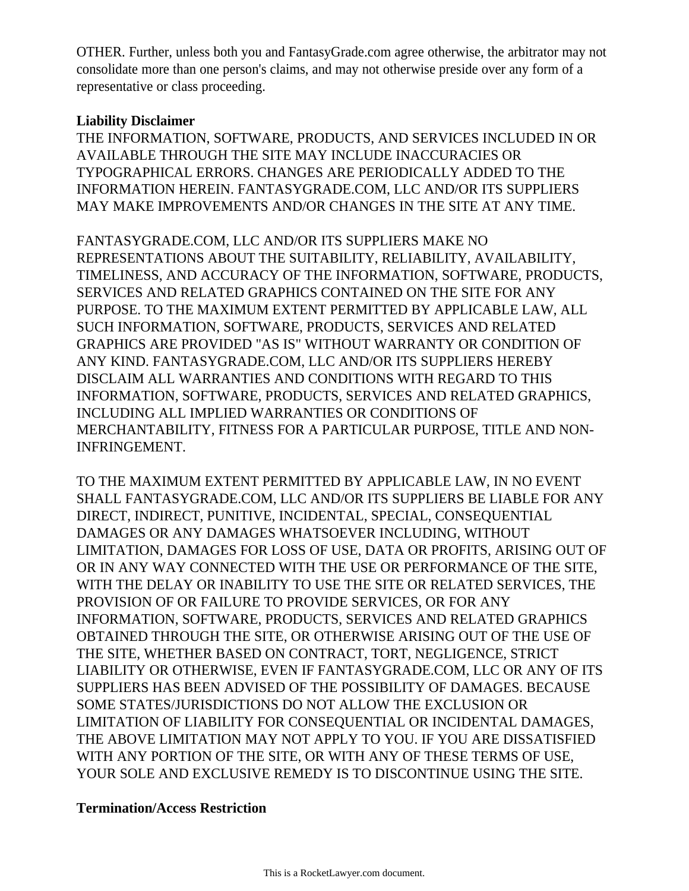OTHER. Further, unless both you and FantasyGrade.com agree otherwise, the arbitrator may not consolidate more than one person's claims, and may not otherwise preside over any form of a representative or class proceeding.

**Liability Disclaimer**

THE INFORMATION, SOFTWARE, PRODUCTS, AND SERVICES INCLUDED IN OR AVAILABLE THROUGH THE SITE MAY INCLUDE INACCURACIES OR TYPOGRAPHICAL ERRORS. CHANGES ARE PERIODICALLY ADDED TO THE INFORMATION HEREIN. FANTASYGRADE.COM, LLC AND/OR ITS SUPPLIERS MAY MAKE IMPROVEMENTS AND/OR CHANGES IN THE SITE AT ANY TIME.

FANTASYGRADE.COM, LLC AND/OR ITS SUPPLIERS MAKE NO REPRESENTATIONS ABOUT THE SUITABILITY, RELIABILITY, AVAILABILITY, TIMELINESS, AND ACCURACY OF THE INFORMATION, SOFTWARE, PRODUCTS, SERVICES AND RELATED GRAPHICS CONTAINED ON THE SITE FOR ANY PURPOSE. TO THE MAXIMUM EXTENT PERMITTED BY APPLICABLE LAW, ALL SUCH INFORMATION, SOFTWARE, PRODUCTS, SERVICES AND RELATED GRAPHICS ARE PROVIDED "AS IS" WITHOUT WARRANTY OR CONDITION OF ANY KIND. FANTASYGRADE.COM, LLC AND/OR ITS SUPPLIERS HEREBY DISCLAIM ALL WARRANTIES AND CONDITIONS WITH REGARD TO THIS INFORMATION, SOFTWARE, PRODUCTS, SERVICES AND RELATED GRAPHICS, INCLUDING ALL IMPLIED WARRANTIES OR CONDITIONS OF MERCHANTABILITY, FITNESS FOR A PARTICULAR PURPOSE, TITLE AND NON-INFRINGEMENT.

TO THE MAXIMUM EXTENT PERMITTED BY APPLICABLE LAW, IN NO EVENT SHALL FANTASYGRADE.COM, LLC AND/OR ITS SUPPLIERS BE LIABLE FOR ANY DIRECT, INDIRECT, PUNITIVE, INCIDENTAL, SPECIAL, CONSEQUENTIAL DAMAGES OR ANY DAMAGES WHATSOEVER INCLUDING, WITHOUT LIMITATION, DAMAGES FOR LOSS OF USE, DATA OR PROFITS, ARISING OUT OF OR IN ANY WAY CONNECTED WITH THE USE OR PERFORMANCE OF THE SITE, WITH THE DELAY OR INABILITY TO USE THE SITE OR RELATED SERVICES, THE PROVISION OF OR FAILURE TO PROVIDE SERVICES, OR FOR ANY INFORMATION, SOFTWARE, PRODUCTS, SERVICES AND RELATED GRAPHICS OBTAINED THROUGH THE SITE, OR OTHERWISE ARISING OUT OF THE USE OF THE SITE, WHETHER BASED ON CONTRACT, TORT, NEGLIGENCE, STRICT LIABILITY OR OTHERWISE, EVEN IF FANTASYGRADE.COM, LLC OR ANY OF ITS SUPPLIERS HAS BEEN ADVISED OF THE POSSIBILITY OF DAMAGES. BECAUSE SOME STATES/JURISDICTIONS DO NOT ALLOW THE EXCLUSION OR LIMITATION OF LIABILITY FOR CONSEQUENTIAL OR INCIDENTAL DAMAGES, THE ABOVE LIMITATION MAY NOT APPLY TO YOU. IF YOU ARE DISSATISFIED WITH ANY PORTION OF THE SITE, OR WITH ANY OF THESE TERMS OF USE, YOUR SOLE AND EXCLUSIVE REMEDY IS TO DISCONTINUE USING THE SITE.

**Termination/Access Restriction**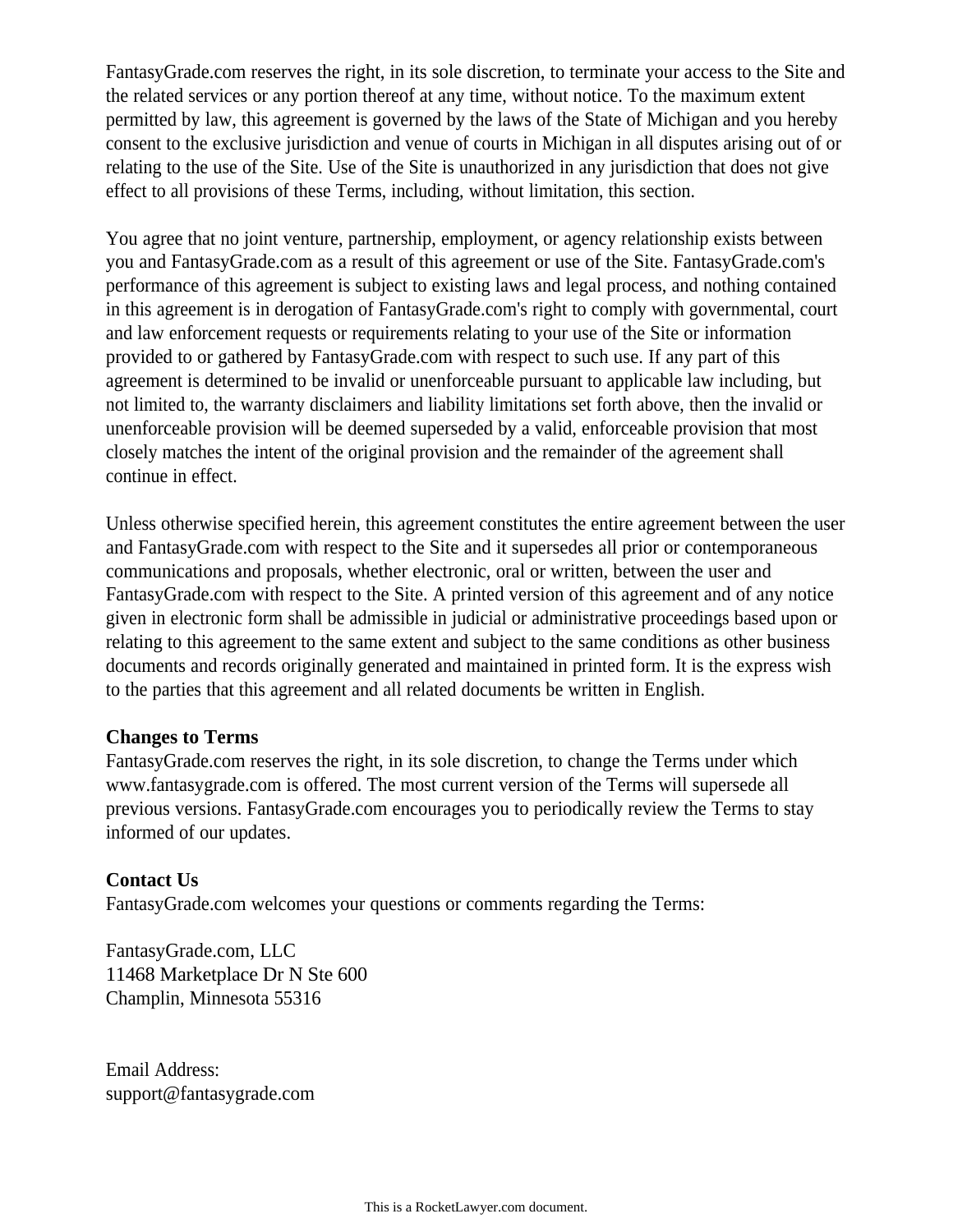FantasyGrade.com reserves the right, in its sole discretion, to terminate your access to the Site and the related services or any portion thereof at any time, without notice. To the maximum extent permitted by law, this agreement is governed by the laws of the State of Michigan and you hereby consent to the exclusive jurisdiction and venue of courts in Michigan in all disputes arising out of or relating to the use of the Site. Use of the Site is unauthorized in any jurisdiction that does not give effect to all provisions of these Terms, including, without limitation, this section.

You agree that no joint venture, partnership, employment, or agency relationship exists between you and FantasyGrade.com as a result of this agreement or use of the Site. FantasyGrade.com's performance of this agreement is subject to existing laws and legal process, and nothing contained in this agreement is in derogation of FantasyGrade.com's right to comply with governmental, court and law enforcement requests or requirements relating to your use of the Site or information provided to or gathered by FantasyGrade.com with respect to such use. If any part of this agreement is determined to be invalid or unenforceable pursuant to applicable law including, but not limited to, the warranty disclaimers and liability limitations set forth above, then the invalid or unenforceable provision will be deemed superseded by a valid, enforceable provision that most closely matches the intent of the original provision and the remainder of the agreement shall continue in effect.

Unless otherwise specified herein, this agreement constitutes the entire agreement between the user and FantasyGrade.com with respect to the Site and it supersedes all prior or contemporaneous communications and proposals, whether electronic, oral or written, between the user and FantasyGrade.com with respect to the Site. A printed version of this agreement and of any notice given in electronic form shall be admissible in judicial or administrative proceedings based upon or relating to this agreement to the same extent and subject to the same conditions as other business documents and records originally generated and maintained in printed form. It is the express wish to the parties that this agreement and all related documents be written in English.

**Changes to Terms**
FantasyGrade.com reserves the right, in its sole discretion, to change the Terms under which www.fantasygrade.com is offered. The most current version of the Terms will supersede all previous versions. FantasyGrade.com encourages you to periodically review the Terms to stay informed of our updates.

**Contact Us**
FantasyGrade.com welcomes your questions or comments regarding the Terms:

FantasyGrade.com, LLC
11468 Marketplace Dr N Ste 600
Champlin, Minnesota 55316

Email Address:
support@fantasygrade.com

This is a RocketLawyer.com document.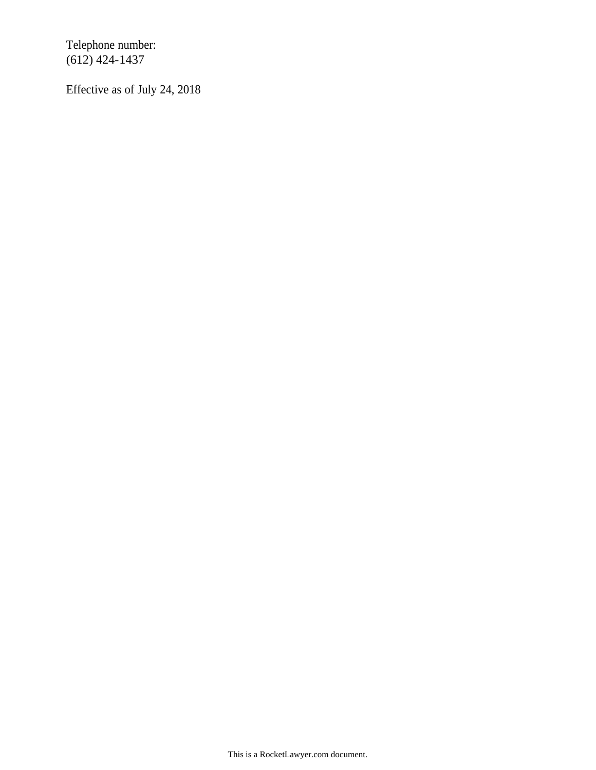Telephone number:
(612) 424-1437

Effective as of July 24, 2018